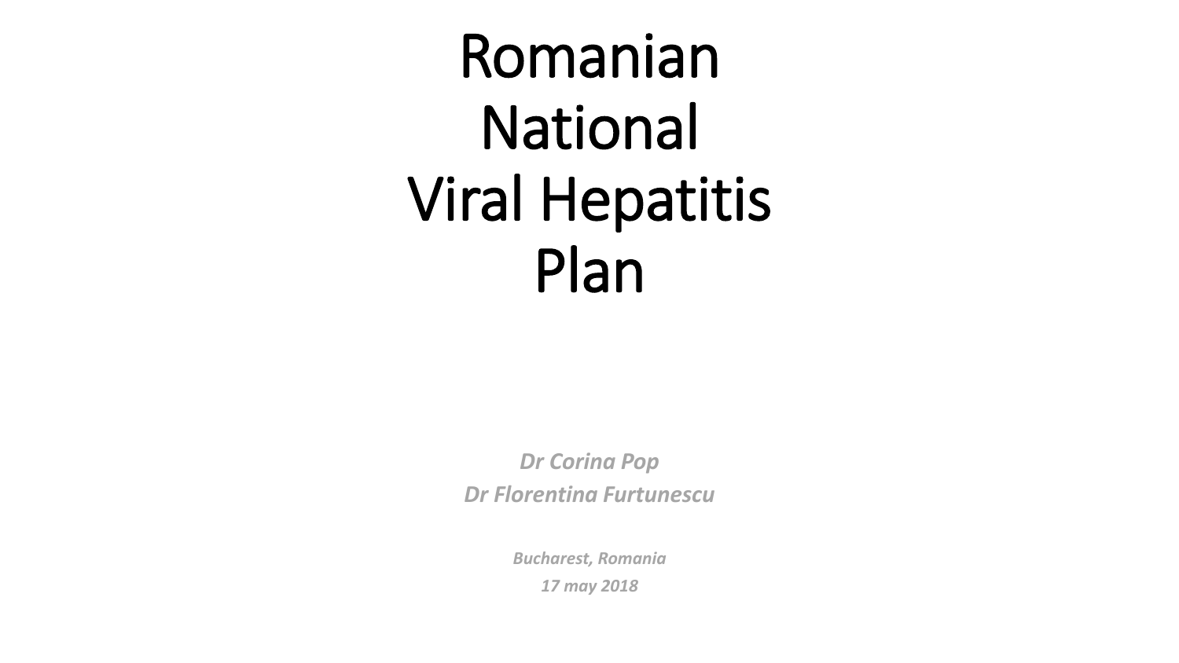# Romanian National Viral Hepatitis Plan

***Dr Corina Pop***
***Dr Florentina Furtunescu***

***Bucharest, Romania***
***17 may 2018***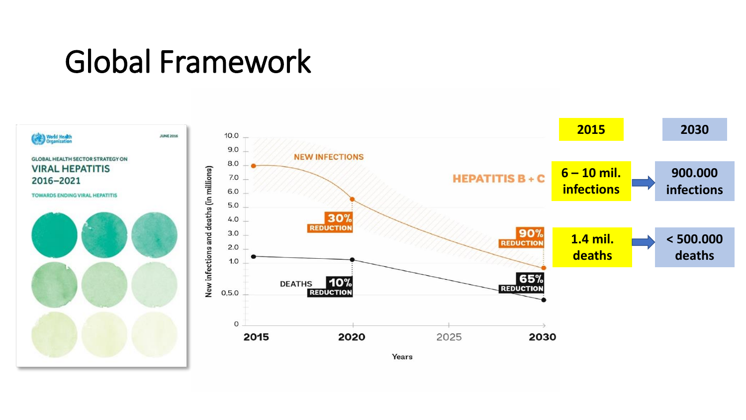# Global Framework

World Health Organization

JUNE 2016

GLOBAL HEALTH SECTOR STRATEGY ON

VIRAL HEPATITIS

2016–2021

TOWARDS ENDING VIRAL HEPATITIS

NEW INFECTIONS

HEPATITIS B + C

30% REDUCTION

90% REDUCTION

DEATHS

10% REDUCTION

65% REDUCTION

New infections and deaths (in millions)

10.0

9.0

8.0

7.0

6.0

5.0

4.0

3.0

2.0

1.0

0,5.0

0

2015

2020

2025

2030

Years

2015

2030

6 – 10 mil. infections

900.000 infections

1.4 mil. deaths

< 500.000 deaths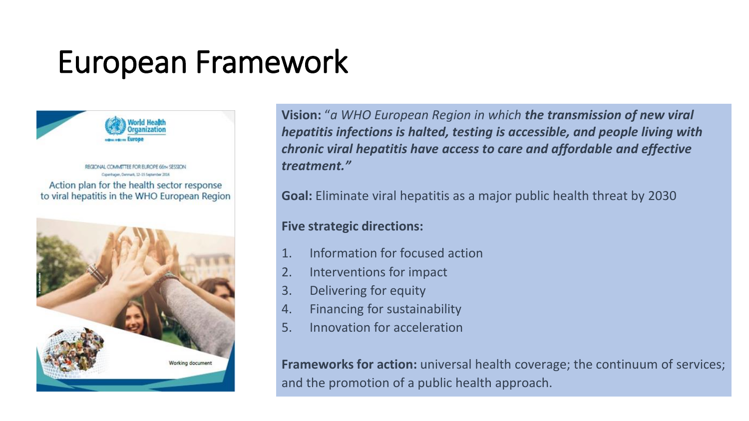# European Framework

**Vision:** "*a WHO European Region in which **the transmission of new viral hepatitis infections is halted, testing is accessible, and people living with chronic viral hepatitis have access to care and affordable and effective treatment.**"*

**Goal:** Eliminate viral hepatitis as a major public health threat by 2030

**Five strategic directions:**

1. Information for focused action
2. Interventions for impact
3. Delivering for equity
4. Financing for sustainability
5. Innovation for acceleration

**Frameworks for action:** universal health coverage; the continuum of services; and the promotion of a public health approach.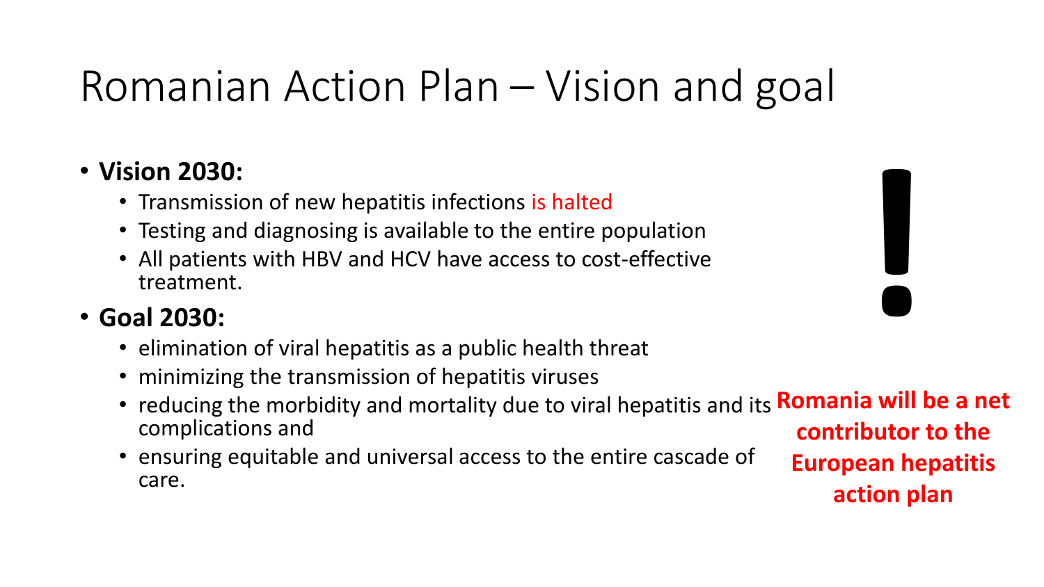# Romanian Action Plan – Vision and goal

- **Vision 2030:**
  - Transmission of new hepatitis infections is halted
  - Testing and diagnosing is available to the entire population
  - All patients with HBV and HCV have access to cost-effective treatment.
- **Goal 2030:**
  - elimination of viral hepatitis as a public health threat
  - minimizing the transmission of hepatitis viruses
  - reducing the morbidity and mortality due to viral hepatitis and its complications and
  - ensuring equitable and universal access to the entire cascade of care.

**!**

**Romania will be a net contributor to the European hepatitis action plan**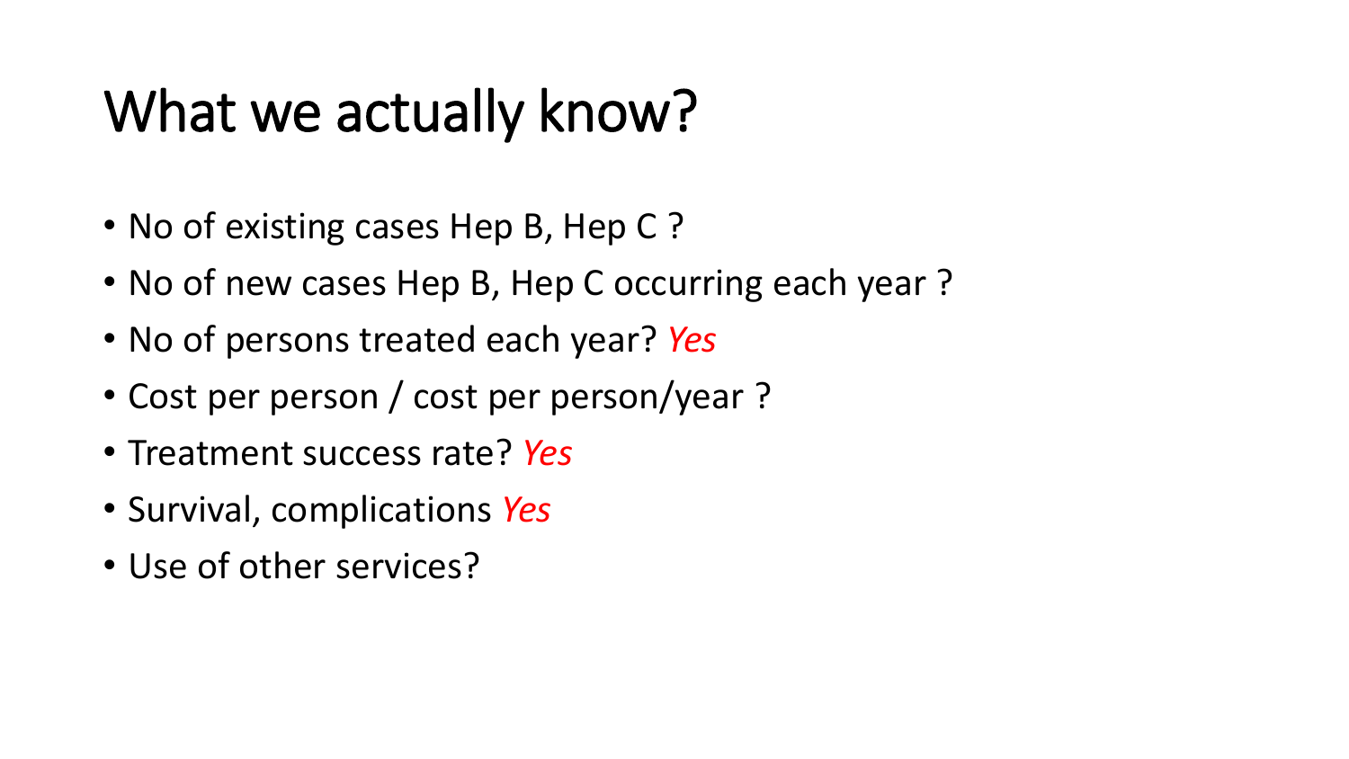# What we actually know?

- No of existing cases Hep B, Hep C ?
- No of new cases Hep B, Hep C occurring each year ?
- No of persons treated each year? *Yes*
- Cost per person / cost per person/year ?
- Treatment success rate? *Yes*
- Survival, complications *Yes*
- Use of other services?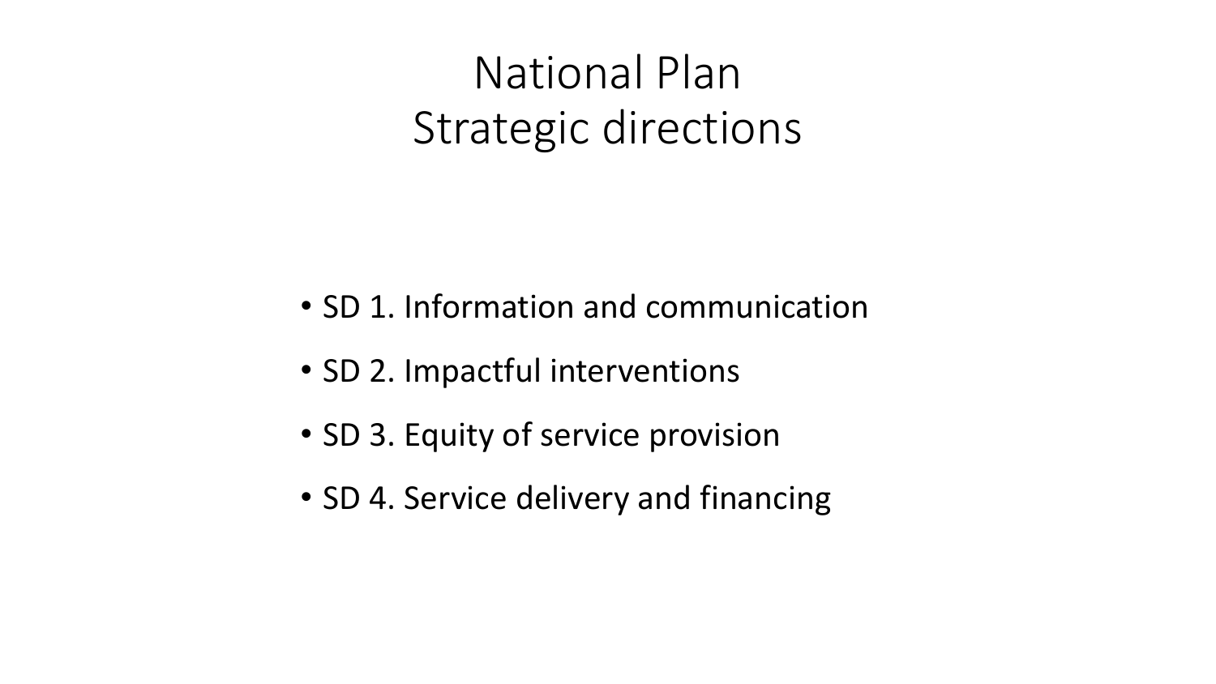# National Plan
# Strategic directions

- SD 1. Information and communication
- SD 2. Impactful interventions
- SD 3. Equity of service provision
- SD 4. Service delivery and financing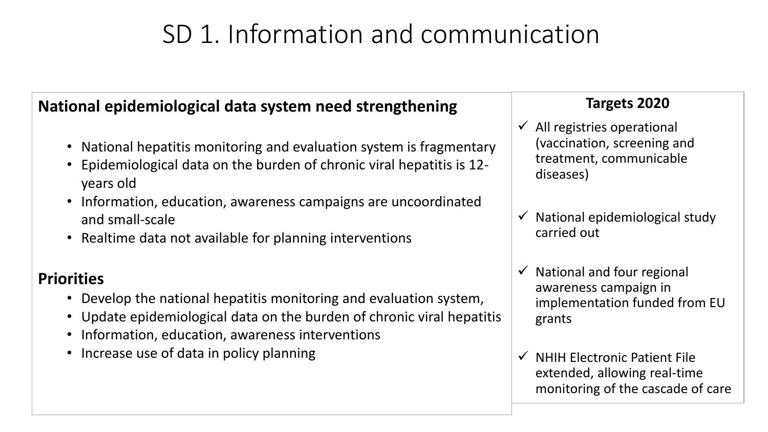# SD 1. Information and communication

**National epidemiological data system need strengthening**

- National hepatitis monitoring and evaluation system is fragmentary
- Epidemiological data on the burden of chronic viral hepatitis is 12-years old
- Information, education, awareness campaigns are uncoordinated and small-scale
- Realtime data not available for planning interventions

**Priorities**

- Develop the national hepatitis monitoring and evaluation system,
- Update epidemiological data on the burden of chronic viral hepatitis
- Information, education, awareness interventions
- Increase use of data in policy planning

**Targets 2020**

- ✓ All registries operational (vaccination, screening and treatment, communicable diseases)
- ✓ National epidemiological study carried out
- ✓ National and four regional awareness campaign in implementation funded from EU grants
- ✓ NHIH Electronic Patient File extended, allowing real-time monitoring of the cascade of care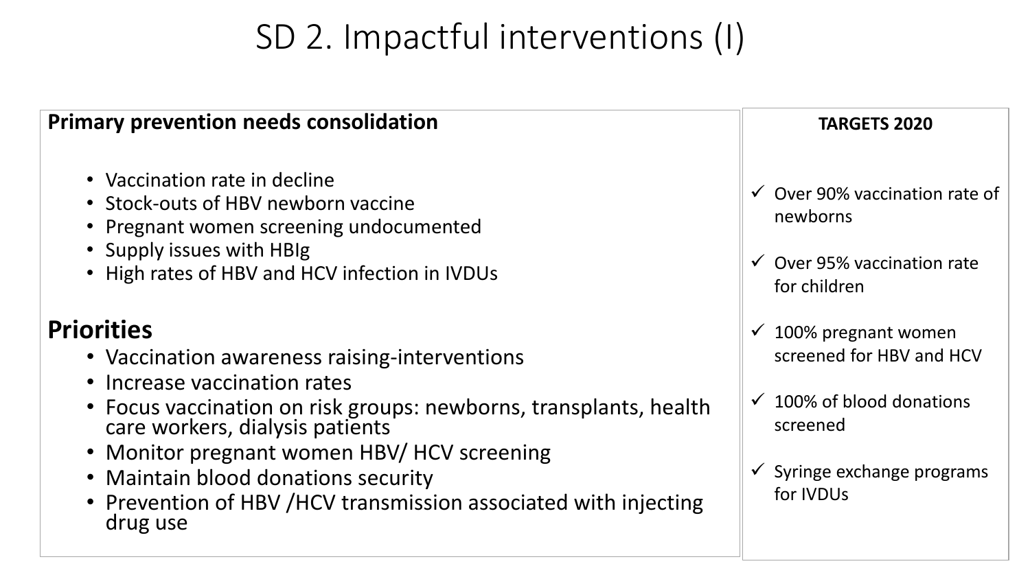# SD 2. Impactful interventions (I)

**Primary prevention needs consolidation**

- Vaccination rate in decline
- Stock-outs of HBV newborn vaccine
- Pregnant women screening undocumented
- Supply issues with HBIg
- High rates of HBV and HCV infection in IVDUs

## Priorities

- Vaccination awareness raising-interventions
- Increase vaccination rates
- Focus vaccination on risk groups: newborns, transplants, health care workers, dialysis patients
- Monitor pregnant women HBV/ HCV screening
- Maintain blood donations security
- Prevention of HBV /HCV transmission associated with injecting drug use

**TARGETS 2020**

- ✓ Over 90% vaccination rate of newborns
- ✓ Over 95% vaccination rate for children
- ✓ 100% pregnant women screened for HBV and HCV
- ✓ 100% of blood donations screened
- ✓ Syringe exchange programs for IVDUs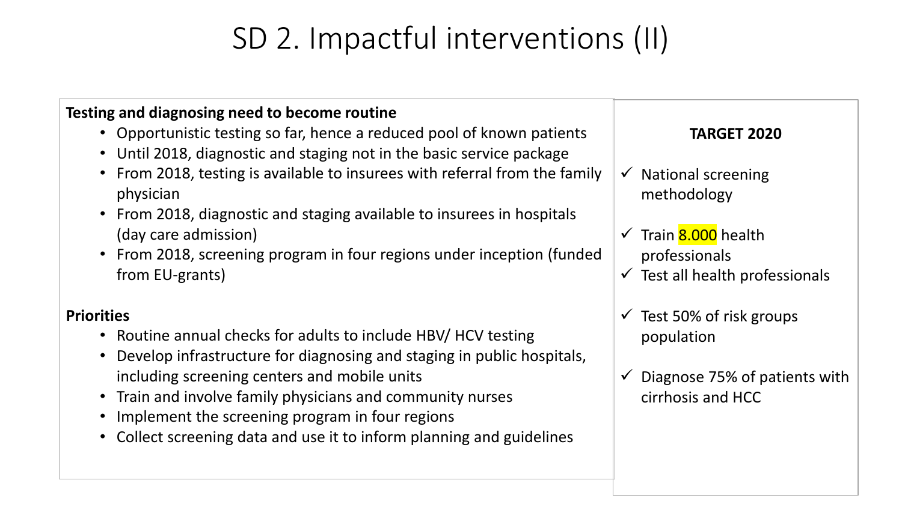# SD 2. Impactful interventions (II)

**Testing and diagnosing need to become routine**

- Opportunistic testing so far, hence a reduced pool of known patients
- Until 2018, diagnostic and staging not in the basic service package
- From 2018, testing is available to insurees with referral from the family physician
- From 2018, diagnostic and staging available to insurees in hospitals (day care admission)
- From 2018, screening program in four regions under inception (funded from EU-grants)

**Priorities**

- Routine annual checks for adults to include HBV/ HCV testing
- Develop infrastructure for diagnosing and staging in public hospitals, including screening centers and mobile units
- Train and involve family physicians and community nurses
- Implement the screening program in four regions
- Collect screening data and use it to inform planning and guidelines

**TARGET 2020**

- ✓ National screening methodology
- ✓ Train 8.000 health professionals
- ✓ Test all health professionals
- ✓ Test 50% of risk groups population
- ✓ Diagnose 75% of patients with cirrhosis and HCC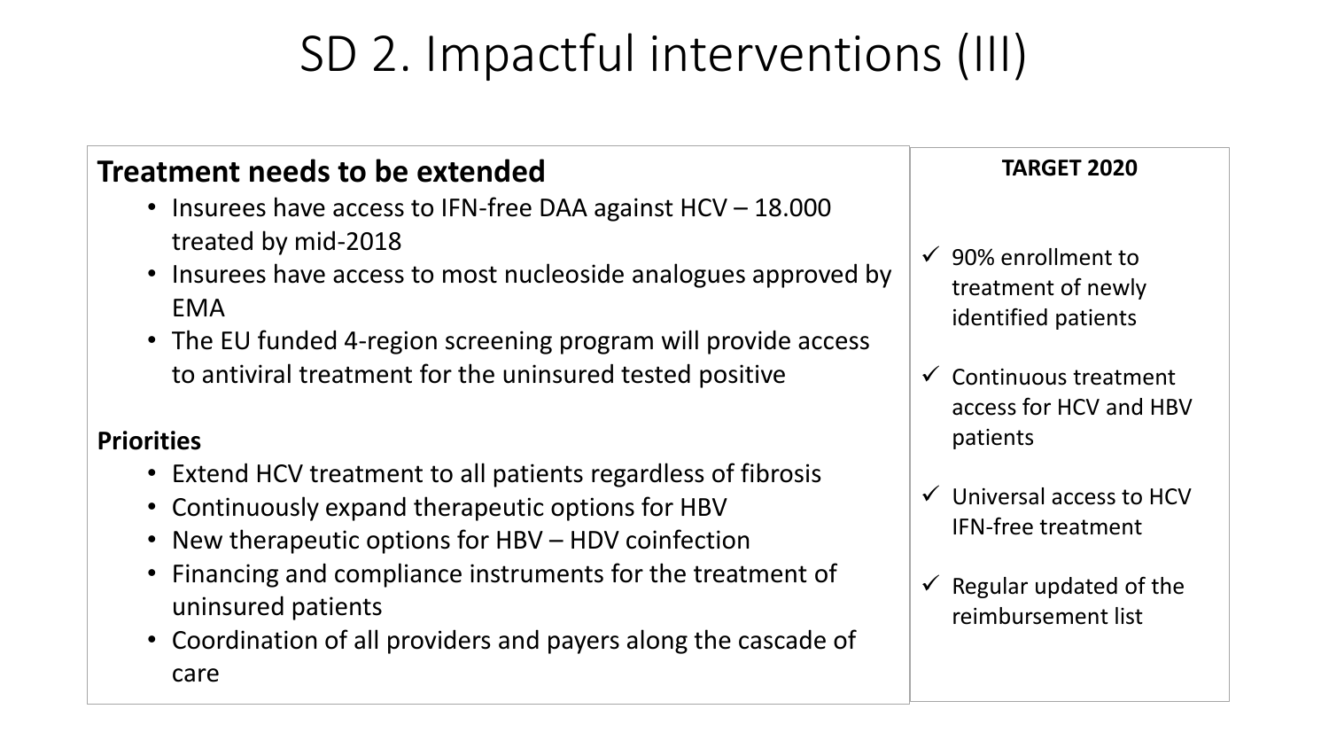# SD 2. Impactful interventions (III)

## Treatment needs to be extended

- Insurees have access to IFN-free DAA against HCV – 18.000 treated by mid-2018
- Insurees have access to most nucleoside analogues approved by EMA
- The EU funded 4-region screening program will provide access to antiviral treatment for the uninsured tested positive

**Priorities**

- Extend HCV treatment to all patients regardless of fibrosis
- Continuously expand therapeutic options for HBV
- New therapeutic options for HBV – HDV coinfection
- Financing and compliance instruments for the treatment of uninsured patients
- Coordination of all providers and payers along the cascade of care

**TARGET 2020**

- ✓ 90% enrollment to treatment of newly identified patients
- ✓ Continuous treatment access for HCV and HBV patients
- ✓ Universal access to HCV IFN-free treatment
- ✓ Regular updated of the reimbursement list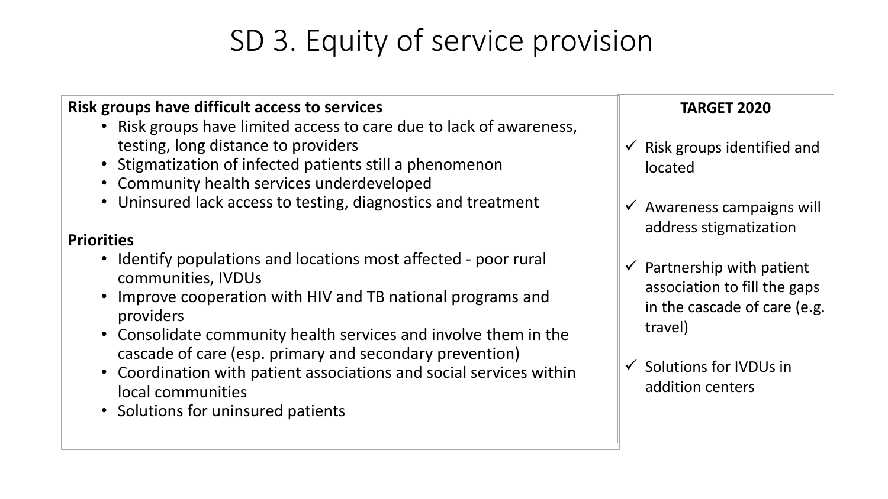# SD 3. Equity of service provision

**Risk groups have difficult access to services**

- Risk groups have limited access to care due to lack of awareness, testing, long distance to providers
- Stigmatization of infected patients still a phenomenon
- Community health services underdeveloped
- Uninsured lack access to testing, diagnostics and treatment

**Priorities**

- Identify populations and locations most affected - poor rural communities, IVDUs
- Improve cooperation with HIV and TB national programs and providers
- Consolidate community health services and involve them in the cascade of care (esp. primary and secondary prevention)
- Coordination with patient associations and social services within local communities
- Solutions for uninsured patients

**TARGET 2020**

- ✓ Risk groups identified and located
- ✓ Awareness campaigns will address stigmatization
- ✓ Partnership with patient association to fill the gaps in the cascade of care (e.g. travel)
- ✓ Solutions for IVDUs in addition centers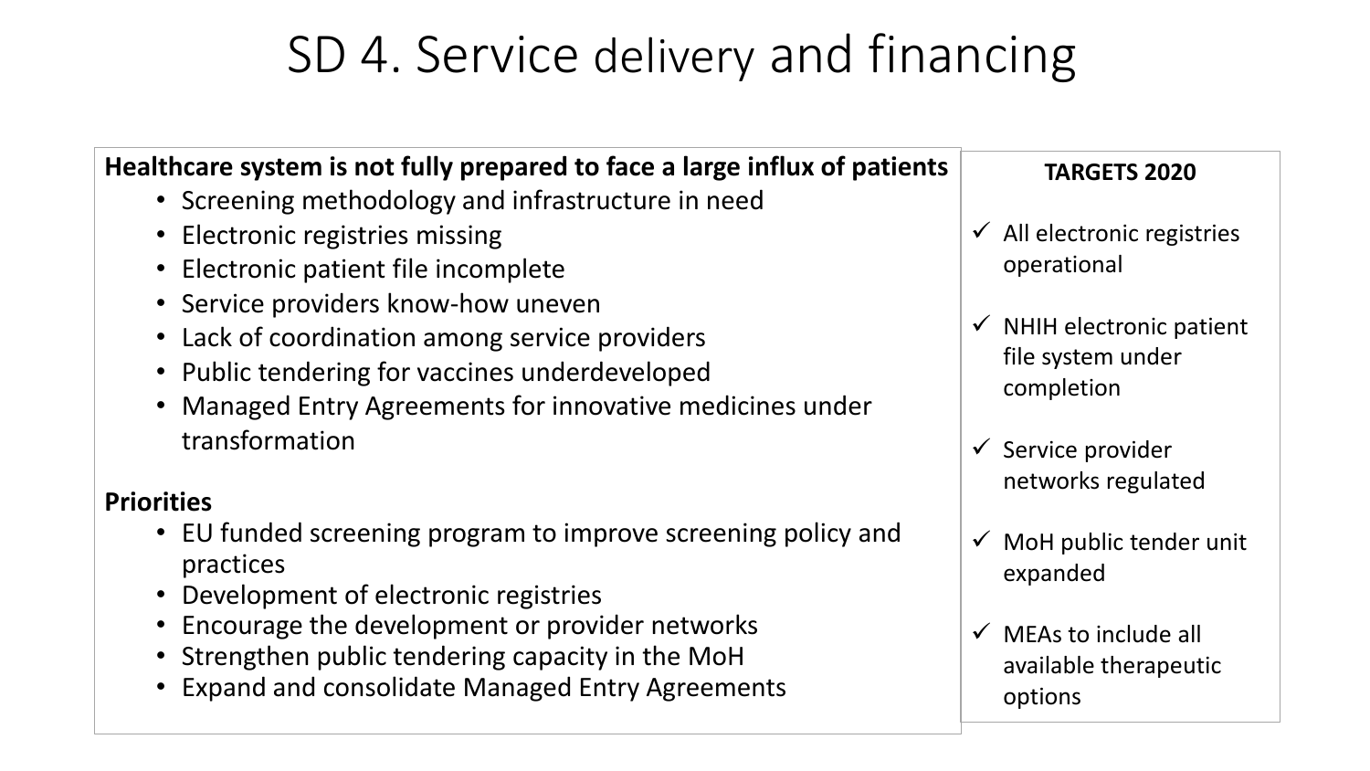# SD 4. Service delivery and financing

**Healthcare system is not fully prepared to face a large influx of patients**

- Screening methodology and infrastructure in need
- Electronic registries missing
- Electronic patient file incomplete
- Service providers know-how uneven
- Lack of coordination among service providers
- Public tendering for vaccines underdeveloped
- Managed Entry Agreements for innovative medicines under transformation

**Priorities**

- EU funded screening program to improve screening policy and practices
- Development of electronic registries
- Encourage the development or provider networks
- Strengthen public tendering capacity in the MoH
- Expand and consolidate Managed Entry Agreements

**TARGETS 2020**

- ✓ All electronic registries operational
- ✓ NHIH electronic patient file system under completion
- ✓ Service provider networks regulated
- ✓ MoH public tender unit expanded
- ✓ MEAs to include all available therapeutic options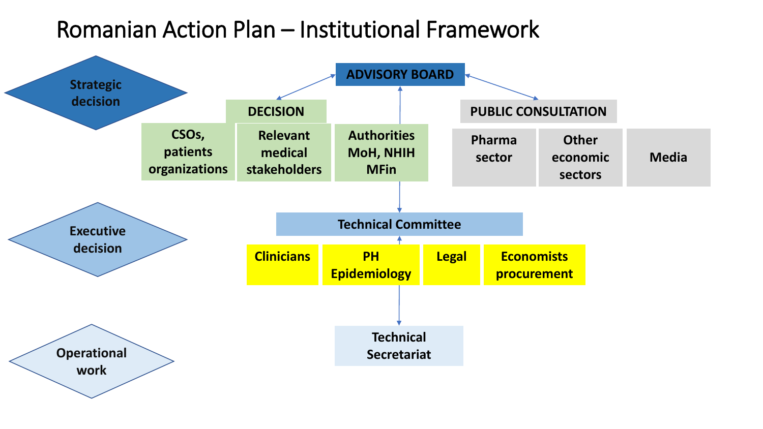# Romanian Action Plan – Institutional Framework

Strategic decision

ADVISORY BOARD

DECISION

CSOs, patients organizations

Relevant medical stakeholders

Authorities MoH, NHIH MFin

PUBLIC CONSULTATION

Pharma sector

Other economic sectors

Media

Executive decision

Technical Committee

Clinicians

PH Epidemiology

Legal

Economists procurement

Operational work

Technical Secretariat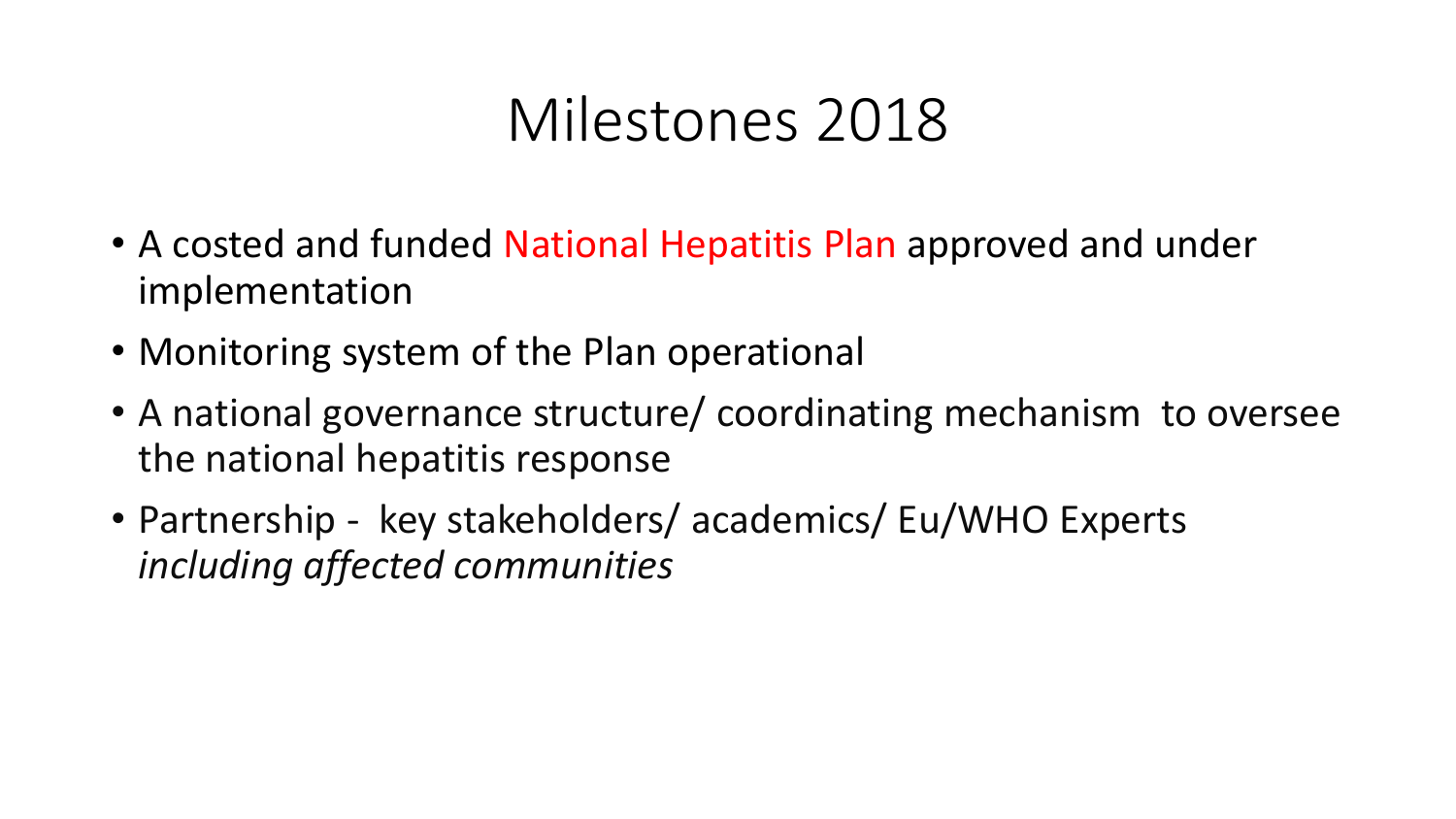# Milestones 2018

- A costed and funded National Hepatitis Plan approved and under implementation
- Monitoring system of the Plan operational
- A national governance structure/ coordinating mechanism to oversee the national hepatitis response
- Partnership - key stakeholders/ academics/ Eu/WHO Experts *including affected communities*